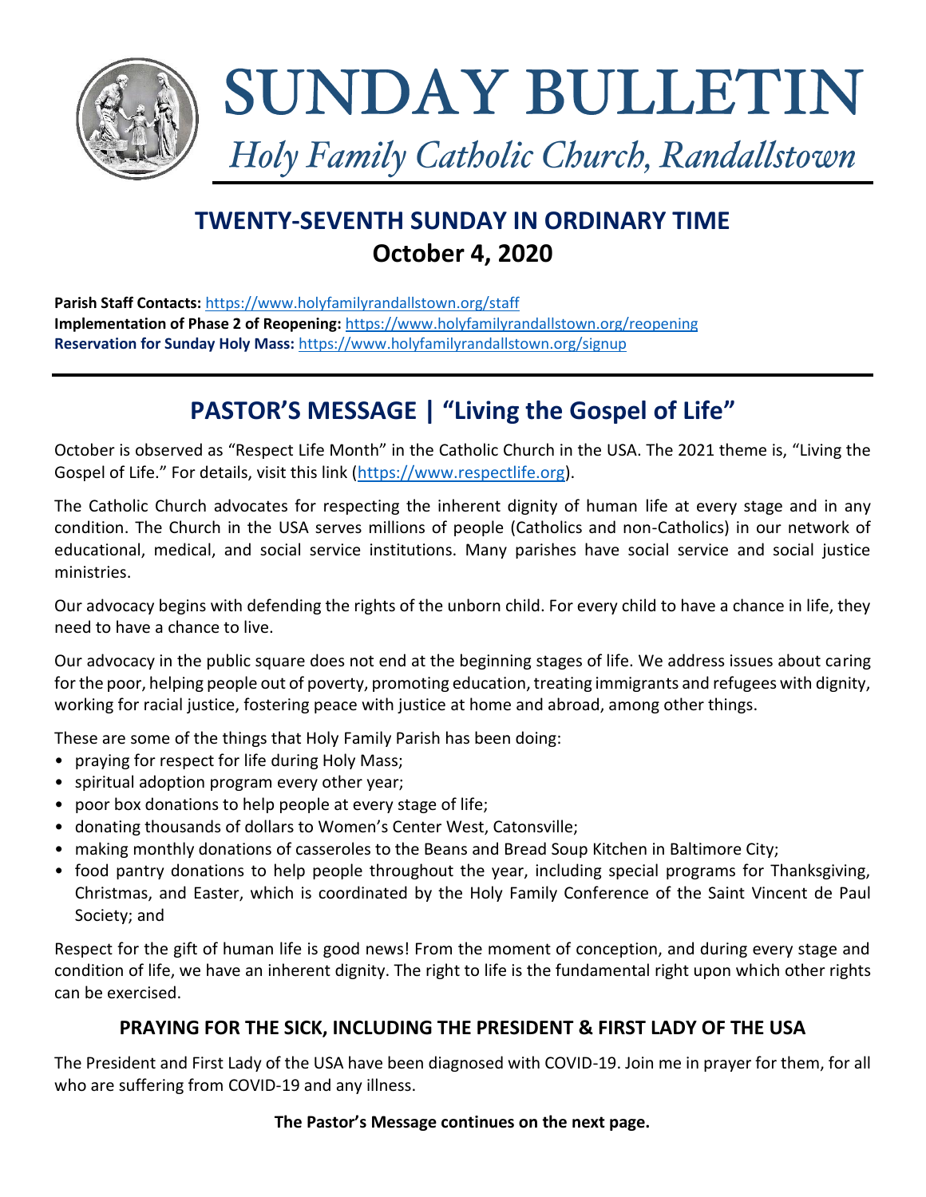# SUNDAY BULLETIN

*Holy Family Catholic Church, Randallstown*

## TWENTY-SEVENTH SUNDAY IN ORDINARY TIME
## October 4, 2020

**Parish Staff Contacts:** https://www.holyfamilyrandallstown.org/staff
**Implementation of Phase 2 of Reopening:** https://www.holyfamilyrandallstown.org/reopening
**Reservation for Sunday Holy Mass:** https://www.holyfamilyrandallstown.org/signup

## PASTOR'S MESSAGE | "Living the Gospel of Life"

October is observed as "Respect Life Month" in the Catholic Church in the USA. The 2021 theme is, "Living the Gospel of Life." For details, visit this link (https://www.respectlife.org).

The Catholic Church advocates for respecting the inherent dignity of human life at every stage and in any condition. The Church in the USA serves millions of people (Catholics and non-Catholics) in our network of educational, medical, and social service institutions. Many parishes have social service and social justice ministries.

Our advocacy begins with defending the rights of the unborn child. For every child to have a chance in life, they need to have a chance to live.

Our advocacy in the public square does not end at the beginning stages of life. We address issues about caring for the poor, helping people out of poverty, promoting education, treating immigrants and refugees with dignity, working for racial justice, fostering peace with justice at home and abroad, among other things.

These are some of the things that Holy Family Parish has been doing:

- praying for respect for life during Holy Mass;
- spiritual adoption program every other year;
- poor box donations to help people at every stage of life;
- donating thousands of dollars to Women's Center West, Catonsville;
- making monthly donations of casseroles to the Beans and Bread Soup Kitchen in Baltimore City;
- food pantry donations to help people throughout the year, including special programs for Thanksgiving, Christmas, and Easter, which is coordinated by the Holy Family Conference of the Saint Vincent de Paul Society; and

Respect for the gift of human life is good news! From the moment of conception, and during every stage and condition of life, we have an inherent dignity. The right to life is the fundamental right upon which other rights can be exercised.

### PRAYING FOR THE SICK, INCLUDING THE PRESIDENT & FIRST LADY OF THE USA

The President and First Lady of the USA have been diagnosed with COVID-19. Join me in prayer for them, for all who are suffering from COVID-19 and any illness.

**The Pastor's Message continues on the next page.**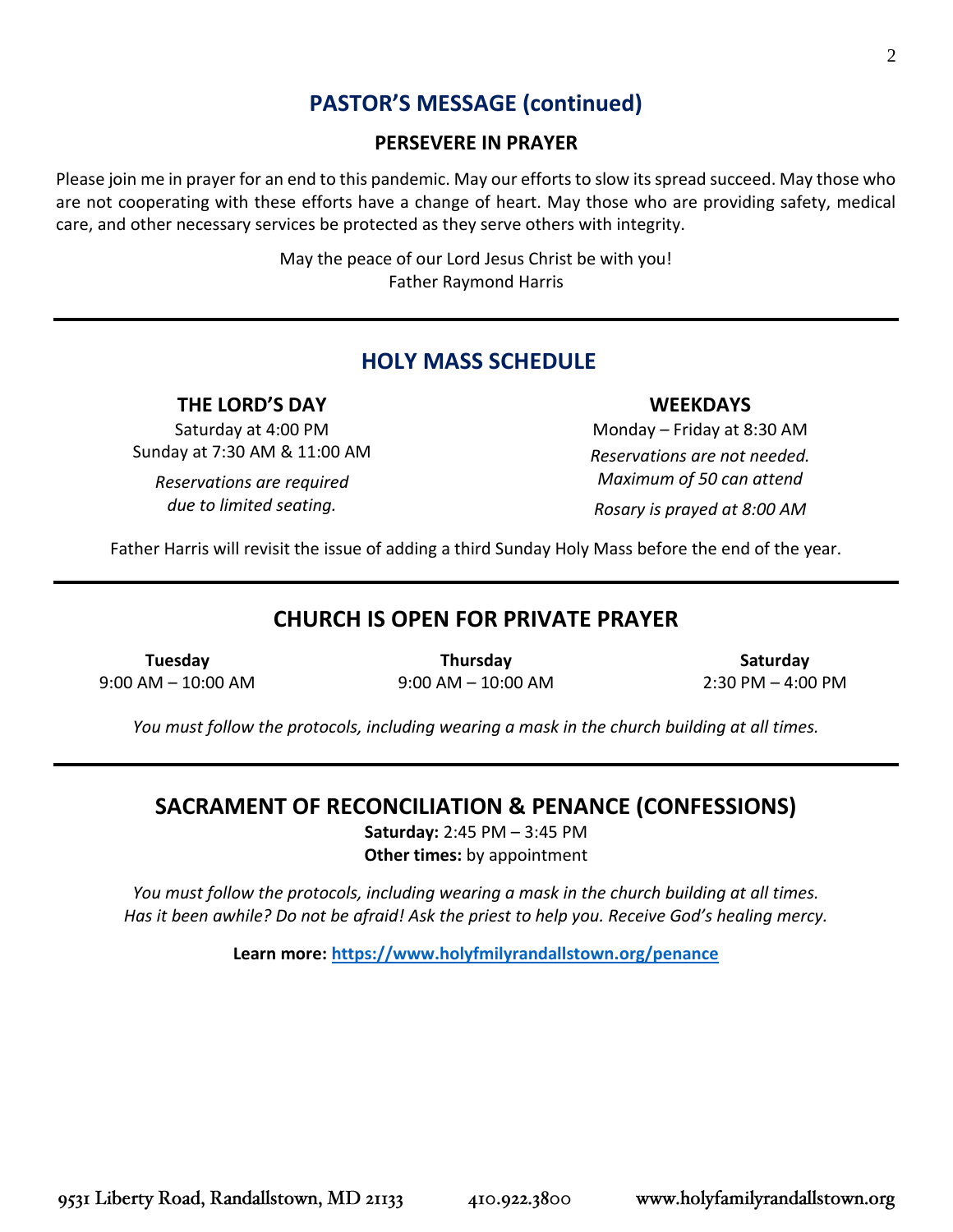## PASTOR'S MESSAGE (continued)

### PERSEVERE IN PRAYER

Please join me in prayer for an end to this pandemic. May our efforts to slow its spread succeed. May those who are not cooperating with these efforts have a change of heart. May those who are providing safety, medical care, and other necessary services be protected as they serve others with integrity.

May the peace of our Lord Jesus Christ be with you!
Father Raymond Harris

---

## HOLY MASS SCHEDULE

### THE LORD'S DAY

Saturday at 4:00 PM
Sunday at 7:30 AM & 11:00 AM

*Reservations are required due to limited seating.*

### WEEKDAYS

Monday – Friday at 8:30 AM
*Reservations are not needed.*
*Maximum of 50 can attend*

*Rosary is prayed at 8:00 AM*

Father Harris will revisit the issue of adding a third Sunday Holy Mass before the end of the year.

---

## CHURCH IS OPEN FOR PRIVATE PRAYER

| Tuesday | Thursday | Saturday |
|---|---|---|
| 9:00 AM – 10:00 AM | 9:00 AM – 10:00 AM | 2:30 PM – 4:00 PM |

*You must follow the protocols, including wearing a mask in the church building at all times.*

---

## SACRAMENT OF RECONCILIATION & PENANCE (CONFESSIONS)

**Saturday:** 2:45 PM – 3:45 PM
**Other times:** by appointment

*You must follow the protocols, including wearing a mask in the church building at all times.*
*Has it been awhile? Do not be afraid! Ask the priest to help you. Receive God's healing mercy.*

**Learn more: https://www.holyfmilyrandallstown.org/penance**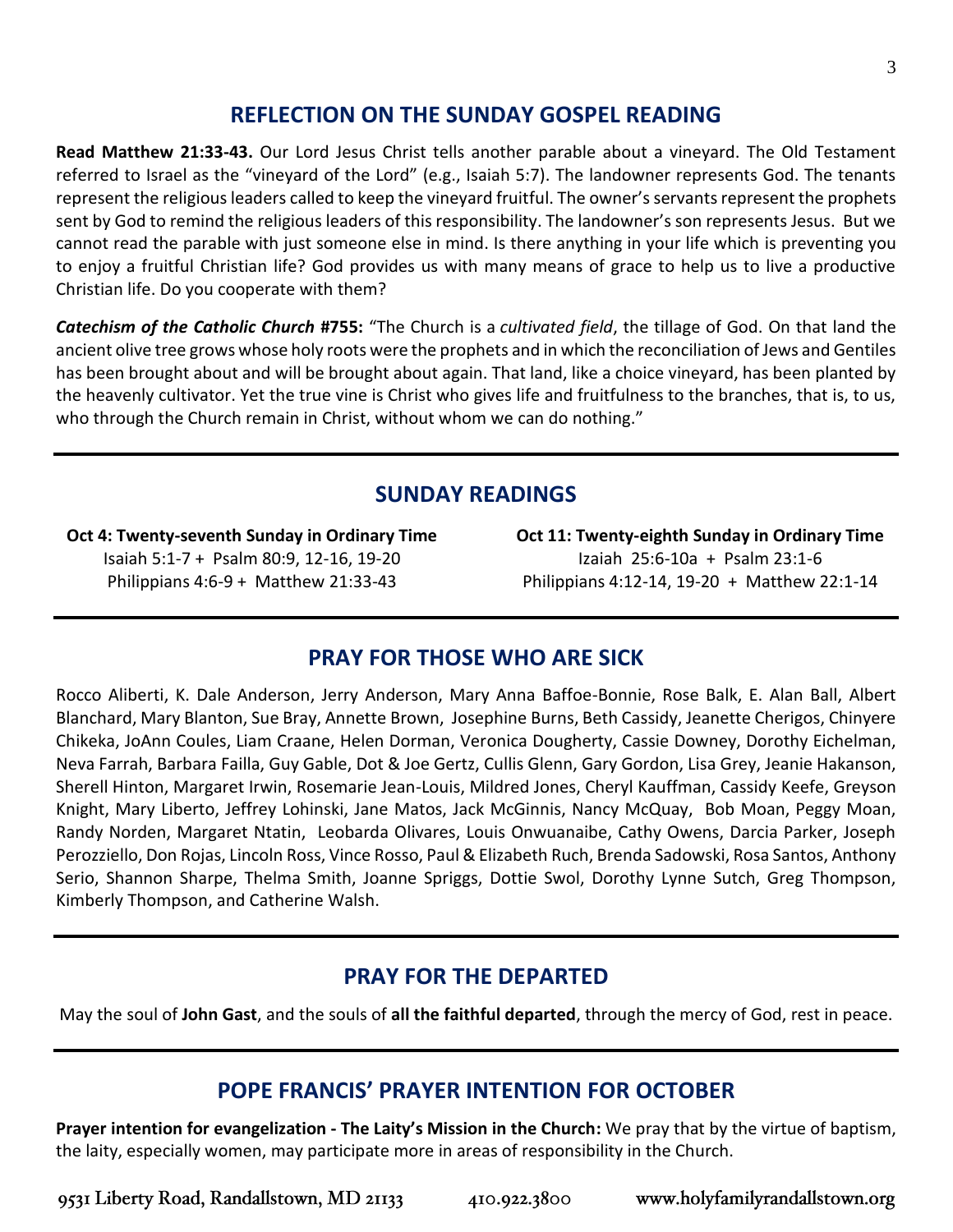## REFLECTION ON THE SUNDAY GOSPEL READING

**Read Matthew 21:33-43.** Our Lord Jesus Christ tells another parable about a vineyard. The Old Testament referred to Israel as the "vineyard of the Lord" (e.g., Isaiah 5:7). The landowner represents God. The tenants represent the religious leaders called to keep the vineyard fruitful. The owner's servants represent the prophets sent by God to remind the religious leaders of this responsibility. The landowner's son represents Jesus. But we cannot read the parable with just someone else in mind. Is there anything in your life which is preventing you to enjoy a fruitful Christian life? God provides us with many means of grace to help us to live a productive Christian life. Do you cooperate with them?

***Catechism of the Catholic Church* #755:** "The Church is a *cultivated field*, the tillage of God. On that land the ancient olive tree grows whose holy roots were the prophets and in which the reconciliation of Jews and Gentiles has been brought about and will be brought about again. That land, like a choice vineyard, has been planted by the heavenly cultivator. Yet the true vine is Christ who gives life and fruitfulness to the branches, that is, to us, who through the Church remain in Christ, without whom we can do nothing."

## SUNDAY READINGS

**Oct 4: Twenty-seventh Sunday in Ordinary Time**
Isaiah 5:1-7 + Psalm 80:9, 12-16, 19-20
Philippians 4:6-9 + Matthew 21:33-43

**Oct 11: Twenty-eighth Sunday in Ordinary Time**
Izaiah 25:6-10a + Psalm 23:1-6
Philippians 4:12-14, 19-20 + Matthew 22:1-14

## PRAY FOR THOSE WHO ARE SICK

Rocco Aliberti, K. Dale Anderson, Jerry Anderson, Mary Anna Baffoe-Bonnie, Rose Balk, E. Alan Ball, Albert Blanchard, Mary Blanton, Sue Bray, Annette Brown, Josephine Burns, Beth Cassidy, Jeanette Cherigos, Chinyere Chikeka, JoAnn Coules, Liam Craane, Helen Dorman, Veronica Dougherty, Cassie Downey, Dorothy Eichelman, Neva Farrah, Barbara Failla, Guy Gable, Dot & Joe Gertz, Cullis Glenn, Gary Gordon, Lisa Grey, Jeanie Hakanson, Sherell Hinton, Margaret Irwin, Rosemarie Jean-Louis, Mildred Jones, Cheryl Kauffman, Cassidy Keefe, Greyson Knight, Mary Liberto, Jeffrey Lohinski, Jane Matos, Jack McGinnis, Nancy McQuay, Bob Moan, Peggy Moan, Randy Norden, Margaret Ntatin, Leobarda Olivares, Louis Onwuanaibe, Cathy Owens, Darcia Parker, Joseph Perozziello, Don Rojas, Lincoln Ross, Vince Rosso, Paul & Elizabeth Ruch, Brenda Sadowski, Rosa Santos, Anthony Serio, Shannon Sharpe, Thelma Smith, Joanne Spriggs, Dottie Swol, Dorothy Lynne Sutch, Greg Thompson, Kimberly Thompson, and Catherine Walsh.

## PRAY FOR THE DEPARTED

May the soul of **John Gast**, and the souls of **all the faithful departed**, through the mercy of God, rest in peace.

## POPE FRANCIS' PRAYER INTENTION FOR OCTOBER

**Prayer intention for evangelization - The Laity's Mission in the Church:** We pray that by the virtue of baptism, the laity, especially women, may participate more in areas of responsibility in the Church.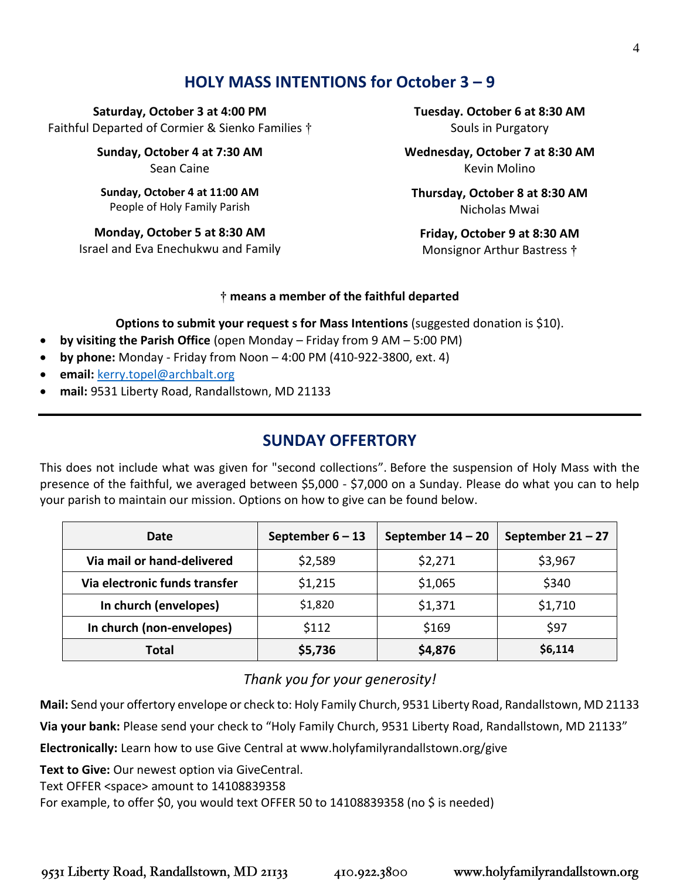## HOLY MASS INTENTIONS for October 3 – 9

**Saturday, October 3 at 4:00 PM**
Faithful Departed of Cormier & Sienko Families †

**Sunday, October 4 at 7:30 AM**
Sean Caine

**Sunday, October 4 at 11:00 AM**
People of Holy Family Parish

**Monday, October 5 at 8:30 AM**
Israel and Eva Enechukwu and Family

**Tuesday. October 6 at 8:30 AM**
Souls in Purgatory

**Wednesday, October 7 at 8:30 AM**
Kevin Molino

**Thursday, October 8 at 8:30 AM**
Nicholas Mwai

**Friday, October 9 at 8:30 AM**
Monsignor Arthur Bastress †

**† means a member of the faithful departed**

**Options to submit your request s for Mass Intentions** (suggested donation is $10).

- **by visiting the Parish Office** (open Monday – Friday from 9 AM – 5:00 PM)
- **by phone:** Monday - Friday from Noon – 4:00 PM (410-922-3800, ext. 4)
- **email:** kerry.topel@archbalt.org
- **mail:** 9531 Liberty Road, Randallstown, MD 21133

## SUNDAY OFFERTORY

This does not include what was given for "second collections". Before the suspension of Holy Mass with the presence of the faithful, we averaged between $5,000 - $7,000 on a Sunday. Please do what you can to help your parish to maintain our mission. Options on how to give can be found below.

| Date | September 6 – 13 | September 14 – 20 | September 21 – 27 |
|---|---|---|---|
| **Via mail or hand-delivered** | $2,589 | $2,271 | $3,967 |
| **Via electronic funds transfer** | $1,215 | $1,065 | $340 |
| **In church (envelopes)** | $1,820 | $1,371 | $1,710 |
| **In church (non-envelopes)** | $112 | $169 | $97 |
| **Total** | **$5,736** | **$4,876** | **$6,114** |

*Thank you for your generosity!*

**Mail:** Send your offertory envelope or check to: Holy Family Church, 9531 Liberty Road, Randallstown, MD 21133

**Via your bank:** Please send your check to "Holy Family Church, 9531 Liberty Road, Randallstown, MD 21133"

**Electronically:** Learn how to use Give Central at www.holyfamilyrandallstown.org/give

**Text to Give:** Our newest option via GiveCentral.
Text OFFER <space> amount to 14108839358
For example, to offer $0, you would text OFFER 50 to 14108839358 (no $ is needed)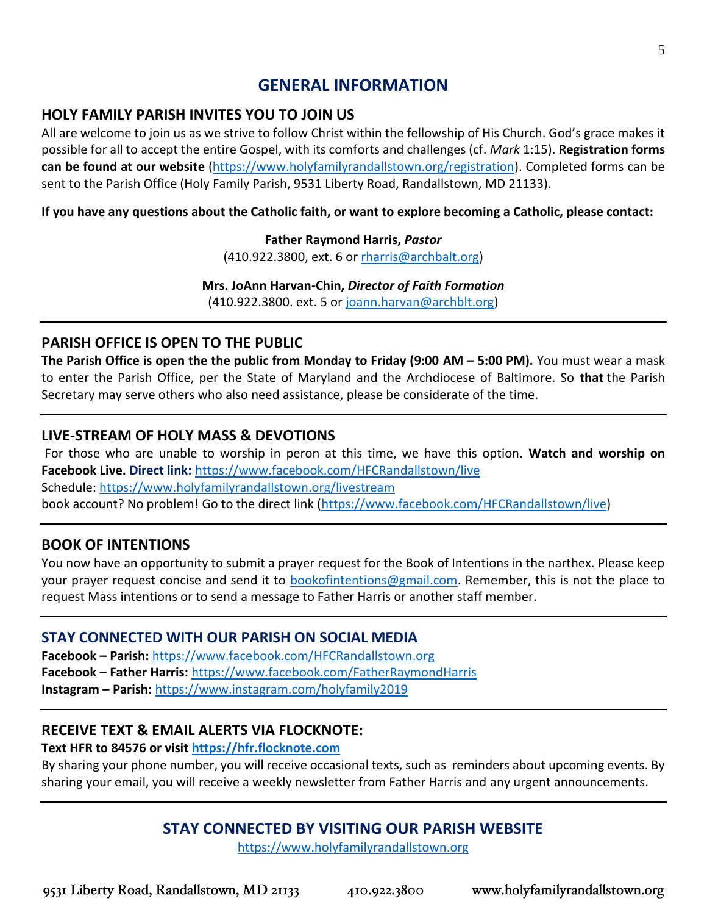# GENERAL INFORMATION

## HOLY FAMILY PARISH INVITES YOU TO JOIN US

All are welcome to join us as we strive to follow Christ within the fellowship of His Church. God's grace makes it possible for all to accept the entire Gospel, with its comforts and challenges (cf. *Mark* 1:15). **Registration forms can be found at our website** (https://www.holyfamilyrandallstown.org/registration). Completed forms can be sent to the Parish Office (Holy Family Parish, 9531 Liberty Road, Randallstown, MD 21133).

**If you have any questions about the Catholic faith, or want to explore becoming a Catholic, please contact:**

**Father Raymond Harris, *Pastor***
(410.922.3800, ext. 6 or rharris@archbalt.org)

**Mrs. JoAnn Harvan-Chin, *Director of Faith Formation***
(410.922.3800. ext. 5 or joann.harvan@archblt.org)

---

## PARISH OFFICE IS OPEN TO THE PUBLIC

**The Parish Office is open the the public from Monday to Friday (9:00 AM – 5:00 PM).** You must wear a mask to enter the Parish Office, per the State of Maryland and the Archdiocese of Baltimore. So **that** the Parish Secretary may serve others who also need assistance, please be considerate of the time.

---

## LIVE-STREAM OF HOLY MASS & DEVOTIONS

For those who are unable to worship in peron at this time, we have this option. **Watch and worship on Facebook Live. Direct link:** https://www.facebook.com/HFCRandallstown/live
Schedule: https://www.holyfamilyrandallstown.org/livestream
book account? No problem! Go to the direct link (https://www.facebook.com/HFCRandallstown/live)

---

## BOOK OF INTENTIONS

You now have an opportunity to submit a prayer request for the Book of Intentions in the narthex. Please keep your prayer request concise and send it to bookofintentions@gmail.com. Remember, this is not the place to request Mass intentions or to send a message to Father Harris or another staff member.

---

## STAY CONNECTED WITH OUR PARISH ON SOCIAL MEDIA

**Facebook – Parish:** https://www.facebook.com/HFCRandallstown.org
**Facebook – Father Harris:** https://www.facebook.com/FatherRaymondHarris
**Instagram – Parish:** https://www.instagram.com/holyfamily2019

---

## RECEIVE TEXT & EMAIL ALERTS VIA FLOCKNOTE:

**Text HFR to 84576 or visit https://hfr.flocknote.com**

By sharing your phone number, you will receive occasional texts, such as reminders about upcoming events. By sharing your email, you will receive a weekly newsletter from Father Harris and any urgent announcements.

---

## STAY CONNECTED BY VISITING OUR PARISH WEBSITE

https://www.holyfamilyrandallstown.org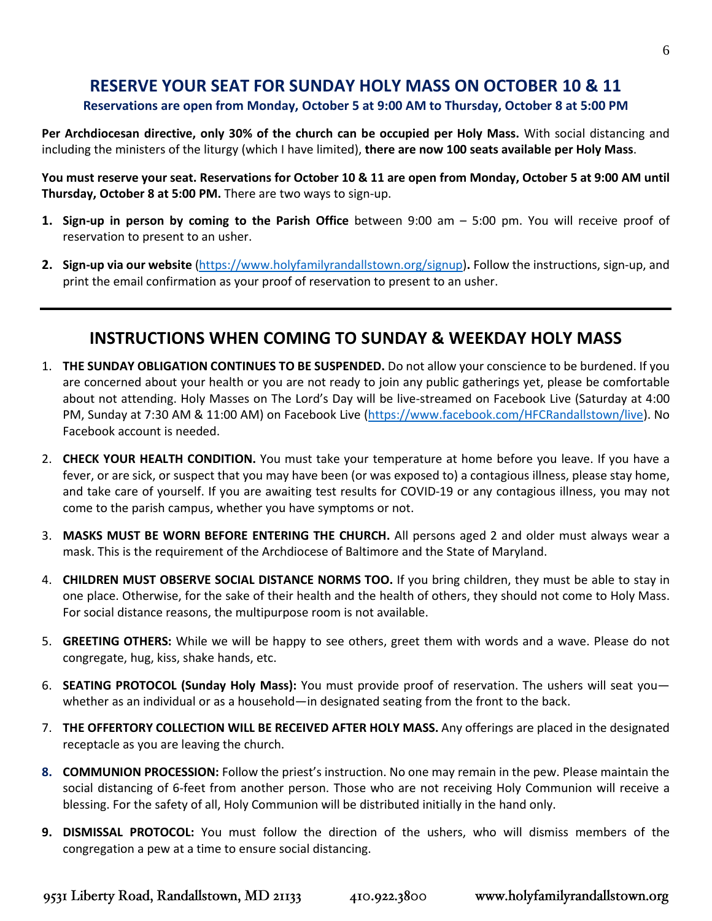## RESERVE YOUR SEAT FOR SUNDAY HOLY MASS ON OCTOBER 10 & 11

**Reservations are open from Monday, October 5 at 9:00 AM to Thursday, October 8 at 5:00 PM**

**Per Archdiocesan directive, only 30% of the church can be occupied per Holy Mass.** With social distancing and including the ministers of the liturgy (which I have limited), **there are now 100 seats available per Holy Mass**.

**You must reserve your seat. Reservations for October 10 & 11 are open from Monday, October 5 at 9:00 AM until Thursday, October 8 at 5:00 PM.** There are two ways to sign-up.

1. **Sign-up in person by coming to the Parish Office** between 9:00 am – 5:00 pm. You will receive proof of reservation to present to an usher.
2. **Sign-up via our website** (https://www.holyfamilyrandallstown.org/signup)**.** Follow the instructions, sign-up, and print the email confirmation as your proof of reservation to present to an usher.

---

## INSTRUCTIONS WHEN COMING TO SUNDAY & WEEKDAY HOLY MASS

1. **THE SUNDAY OBLIGATION CONTINUES TO BE SUSPENDED.** Do not allow your conscience to be burdened. If you are concerned about your health or you are not ready to join any public gatherings yet, please be comfortable about not attending. Holy Masses on The Lord's Day will be live-streamed on Facebook Live (Saturday at 4:00 PM, Sunday at 7:30 AM & 11:00 AM) on Facebook Live (https://www.facebook.com/HFCRandallstown/live). No Facebook account is needed.
2. **CHECK YOUR HEALTH CONDITION.** You must take your temperature at home before you leave. If you have a fever, or are sick, or suspect that you may have been (or was exposed to) a contagious illness, please stay home, and take care of yourself. If you are awaiting test results for COVID-19 or any contagious illness, you may not come to the parish campus, whether you have symptoms or not.
3. **MASKS MUST BE WORN BEFORE ENTERING THE CHURCH.** All persons aged 2 and older must always wear a mask. This is the requirement of the Archdiocese of Baltimore and the State of Maryland.
4. **CHILDREN MUST OBSERVE SOCIAL DISTANCE NORMS TOO.** If you bring children, they must be able to stay in one place. Otherwise, for the sake of their health and the health of others, they should not come to Holy Mass. For social distance reasons, the multipurpose room is not available.
5. **GREETING OTHERS:** While we will be happy to see others, greet them with words and a wave. Please do not congregate, hug, kiss, shake hands, etc.
6. **SEATING PROTOCOL (Sunday Holy Mass):** You must provide proof of reservation. The ushers will seat you—whether as an individual or as a household—in designated seating from the front to the back.
7. **THE OFFERTORY COLLECTION WILL BE RECEIVED AFTER HOLY MASS.** Any offerings are placed in the designated receptacle as you are leaving the church.
8. **COMMUNION PROCESSION:** Follow the priest's instruction. No one may remain in the pew. Please maintain the social distancing of 6-feet from another person. Those who are not receiving Holy Communion will receive a blessing. For the safety of all, Holy Communion will be distributed initially in the hand only.
9. **DISMISSAL PROTOCOL:** You must follow the direction of the ushers, who will dismiss members of the congregation a pew at a time to ensure social distancing.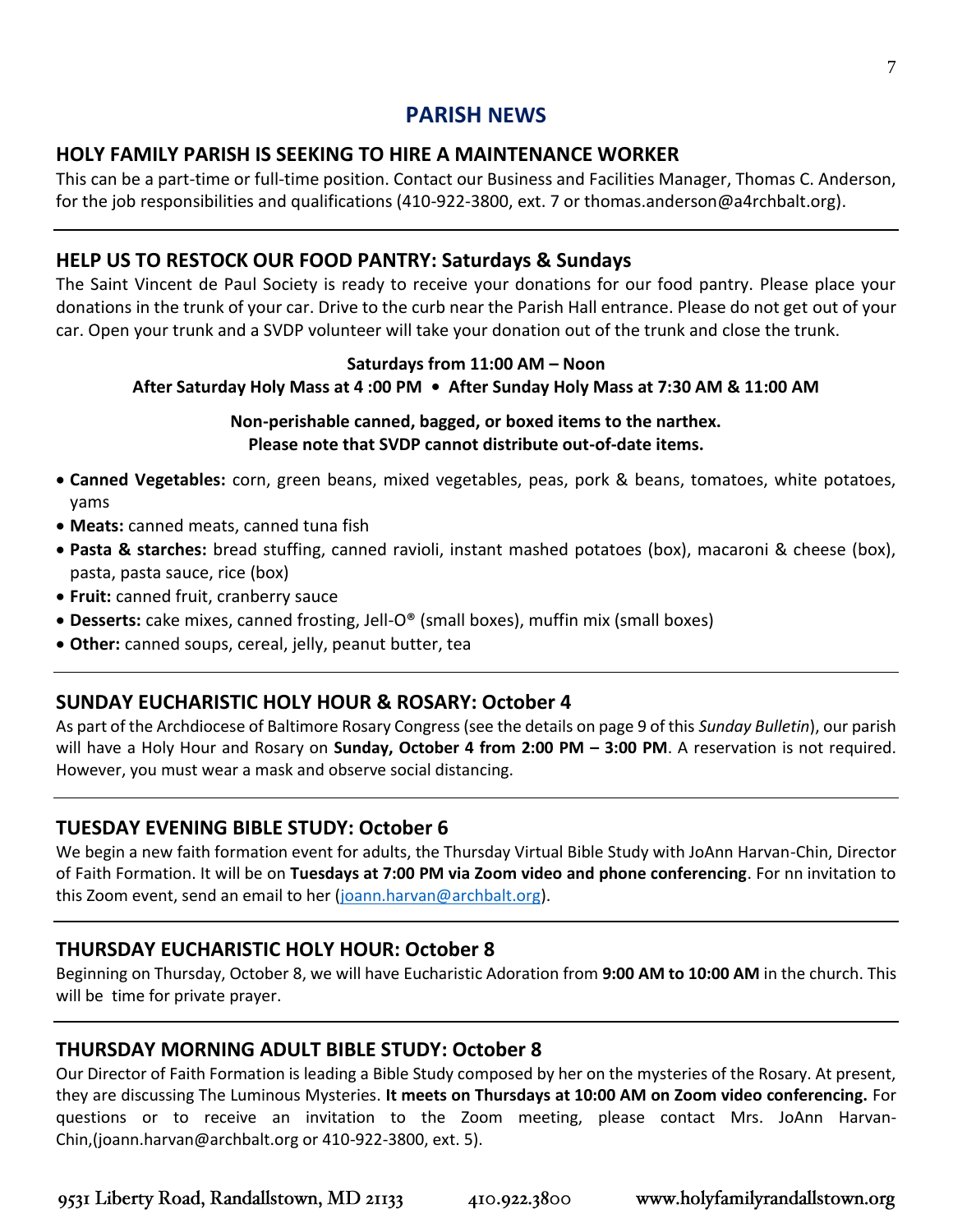# PARISH NEWS

## HOLY FAMILY PARISH IS SEEKING TO HIRE A MAINTENANCE WORKER

This can be a part-time or full-time position. Contact our Business and Facilities Manager, Thomas C. Anderson, for the job responsibilities and qualifications (410-922-3800, ext. 7 or thomas.anderson@a4rchbalt.org).

---

## HELP US TO RESTOCK OUR FOOD PANTRY: Saturdays & Sundays

The Saint Vincent de Paul Society is ready to receive your donations for our food pantry. Please place your donations in the trunk of your car. Drive to the curb near the Parish Hall entrance. Please do not get out of your car. Open your trunk and a SVDP volunteer will take your donation out of the trunk and close the trunk.

**Saturdays from 11:00 AM – Noon**
**After Saturday Holy Mass at 4 :00 PM • After Sunday Holy Mass at 7:30 AM & 11:00 AM**

**Non-perishable canned, bagged, or boxed items to the narthex.**
**Please note that SVDP cannot distribute out-of-date items.**

- **Canned Vegetables:** corn, green beans, mixed vegetables, peas, pork & beans, tomatoes, white potatoes, yams
- **Meats:** canned meats, canned tuna fish
- **Pasta & starches:** bread stuffing, canned ravioli, instant mashed potatoes (box), macaroni & cheese (box), pasta, pasta sauce, rice (box)
- **Fruit:** canned fruit, cranberry sauce
- **Desserts:** cake mixes, canned frosting, Jell-O® (small boxes), muffin mix (small boxes)
- **Other:** canned soups, cereal, jelly, peanut butter, tea

---

## SUNDAY EUCHARISTIC HOLY HOUR & ROSARY: October 4

As part of the Archdiocese of Baltimore Rosary Congress (see the details on page 9 of this *Sunday Bulletin*), our parish will have a Holy Hour and Rosary on **Sunday, October 4 from 2:00 PM – 3:00 PM**. A reservation is not required. However, you must wear a mask and observe social distancing.

---

## TUESDAY EVENING BIBLE STUDY: October 6

We begin a new faith formation event for adults, the Thursday Virtual Bible Study with JoAnn Harvan-Chin, Director of Faith Formation. It will be on **Tuesdays at 7:00 PM via Zoom video and phone conferencing**. For nn invitation to this Zoom event, send an email to her (joann.harvan@archbalt.org).

---

## THURSDAY EUCHARISTIC HOLY HOUR: October 8

Beginning on Thursday, October 8, we will have Eucharistic Adoration from **9:00 AM to 10:00 AM** in the church. This will be time for private prayer.

---

## THURSDAY MORNING ADULT BIBLE STUDY: October 8

Our Director of Faith Formation is leading a Bible Study composed by her on the mysteries of the Rosary. At present, they are discussing The Luminous Mysteries. **It meets on Thursdays at 10:00 AM on Zoom video conferencing.** For questions or to receive an invitation to the Zoom meeting, please contact Mrs. JoAnn Harvan-Chin,(joann.harvan@archbalt.org or 410-922-3800, ext. 5).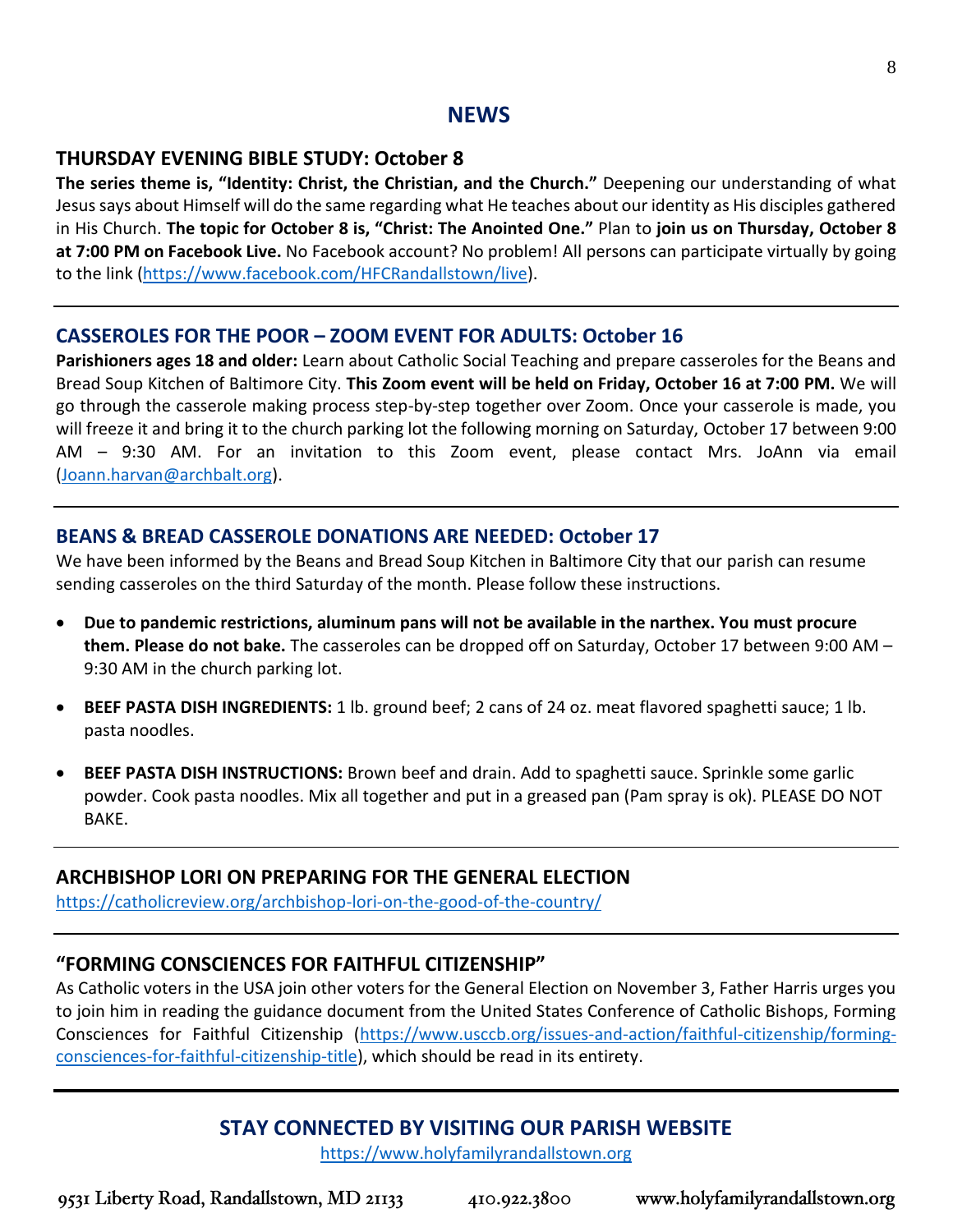# NEWS

## THURSDAY EVENING BIBLE STUDY: October 8

**The series theme is, "Identity: Christ, the Christian, and the Church."** Deepening our understanding of what Jesus says about Himself will do the same regarding what He teaches about our identity as His disciples gathered in His Church. **The topic for October 8 is, "Christ: The Anointed One."** Plan to **join us on Thursday, October 8 at 7:00 PM on Facebook Live.** No Facebook account? No problem! All persons can participate virtually by going to the link (https://www.facebook.com/HFCRandallstown/live).

---

## CASSEROLES FOR THE POOR – ZOOM EVENT FOR ADULTS: October 16

**Parishioners ages 18 and older:** Learn about Catholic Social Teaching and prepare casseroles for the Beans and Bread Soup Kitchen of Baltimore City. **This Zoom event will be held on Friday, October 16 at 7:00 PM.** We will go through the casserole making process step-by-step together over Zoom. Once your casserole is made, you will freeze it and bring it to the church parking lot the following morning on Saturday, October 17 between 9:00 AM – 9:30 AM. For an invitation to this Zoom event, please contact Mrs. JoAnn via email (Joann.harvan@archbalt.org).

---

## BEANS & BREAD CASSEROLE DONATIONS ARE NEEDED: October 17

We have been informed by the Beans and Bread Soup Kitchen in Baltimore City that our parish can resume sending casseroles on the third Saturday of the month. Please follow these instructions.

- **Due to pandemic restrictions, aluminum pans will not be available in the narthex. You must procure them. Please do not bake.** The casseroles can be dropped off on Saturday, October 17 between 9:00 AM – 9:30 AM in the church parking lot.
- **BEEF PASTA DISH INGREDIENTS:** 1 lb. ground beef; 2 cans of 24 oz. meat flavored spaghetti sauce; 1 lb. pasta noodles.
- **BEEF PASTA DISH INSTRUCTIONS:** Brown beef and drain. Add to spaghetti sauce. Sprinkle some garlic powder. Cook pasta noodles. Mix all together and put in a greased pan (Pam spray is ok). PLEASE DO NOT BAKE.

---

## ARCHBISHOP LORI ON PREPARING FOR THE GENERAL ELECTION

https://catholicreview.org/archbishop-lori-on-the-good-of-the-country/

---

## "FORMING CONSCIENCES FOR FAITHFUL CITIZENSHIP"

As Catholic voters in the USA join other voters for the General Election on November 3, Father Harris urges you to join him in reading the guidance document from the United States Conference of Catholic Bishops, Forming Consciences for Faithful Citizenship (https://www.usccb.org/issues-and-action/faithful-citizenship/forming-consciences-for-faithful-citizenship-title), which should be read in its entirety.

---

## STAY CONNECTED BY VISITING OUR PARISH WEBSITE

https://www.holyfamilyrandallstown.org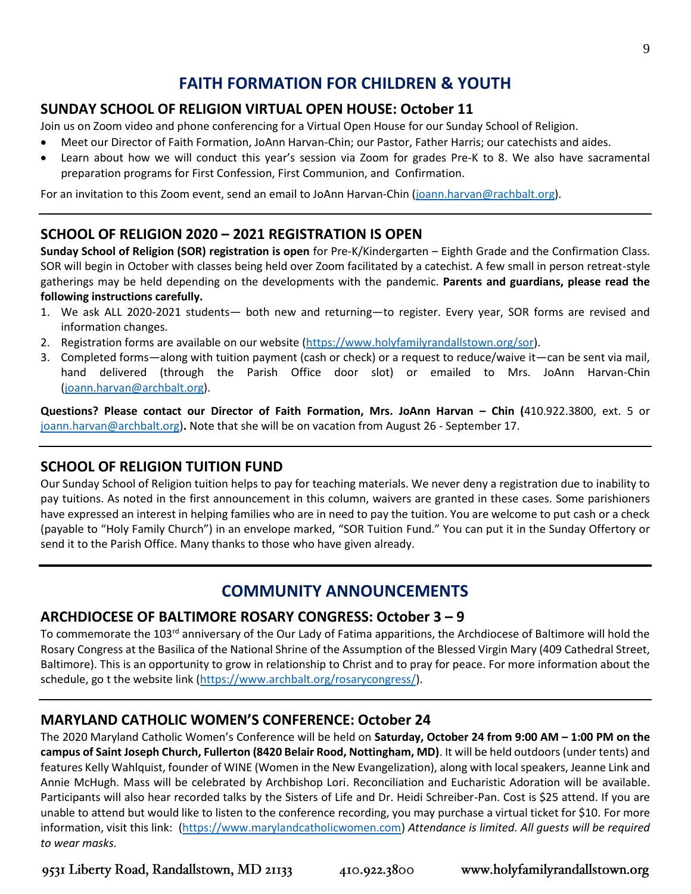# FAITH FORMATION FOR CHILDREN & YOUTH

## SUNDAY SCHOOL OF RELIGION VIRTUAL OPEN HOUSE: October 11

Join us on Zoom video and phone conferencing for a Virtual Open House for our Sunday School of Religion.

- Meet our Director of Faith Formation, JoAnn Harvan-Chin; our Pastor, Father Harris; our catechists and aides.
- Learn about how we will conduct this year's session via Zoom for grades Pre-K to 8. We also have sacramental preparation programs for First Confession, First Communion, and Confirmation.

For an invitation to this Zoom event, send an email to JoAnn Harvan-Chin (joann.harvan@rachbalt.org).

---

## SCHOOL OF RELIGION 2020 – 2021 REGISTRATION IS OPEN

**Sunday School of Religion (SOR) registration is open** for Pre-K/Kindergarten – Eighth Grade and the Confirmation Class. SOR will begin in October with classes being held over Zoom facilitated by a catechist. A few small in person retreat-style gatherings may be held depending on the developments with the pandemic. **Parents and guardians, please read the following instructions carefully.**

1. We ask ALL 2020-2021 students— both new and returning—to register. Every year, SOR forms are revised and information changes.
2. Registration forms are available on our website (https://www.holyfamilyrandallstown.org/sor).
3. Completed forms—along with tuition payment (cash or check) or a request to reduce/waive it—can be sent via mail, hand delivered (through the Parish Office door slot) or emailed to Mrs. JoAnn Harvan-Chin (joann.harvan@archbalt.org).

**Questions? Please contact our Director of Faith Formation, Mrs. JoAnn Harvan – Chin (**410.922.3800, ext. 5 or joann.harvan@archbalt.org**).** Note that she will be on vacation from August 26 - September 17.

---

## SCHOOL OF RELIGION TUITION FUND

Our Sunday School of Religion tuition helps to pay for teaching materials. We never deny a registration due to inability to pay tuitions. As noted in the first announcement in this column, waivers are granted in these cases. Some parishioners have expressed an interest in helping families who are in need to pay the tuition. You are welcome to put cash or a check (payable to "Holy Family Church") in an envelope marked, "SOR Tuition Fund." You can put it in the Sunday Offertory or send it to the Parish Office. Many thanks to those who have given already.

---

# COMMUNITY ANNOUNCEMENTS

## ARCHDIOCESE OF BALTIMORE ROSARY CONGRESS: October 3 – 9

To commemorate the 103rd anniversary of the Our Lady of Fatima apparitions, the Archdiocese of Baltimore will hold the Rosary Congress at the Basilica of the National Shrine of the Assumption of the Blessed Virgin Mary (409 Cathedral Street, Baltimore). This is an opportunity to grow in relationship to Christ and to pray for peace. For more information about the schedule, go t the website link (https://www.archbalt.org/rosarycongress/).

---

## MARYLAND CATHOLIC WOMEN'S CONFERENCE: October 24

The 2020 Maryland Catholic Women's Conference will be held on **Saturday, October 24 from 9:00 AM – 1:00 PM on the campus of Saint Joseph Church, Fullerton (8420 Belair Rood, Nottingham, MD)**. It will be held outdoors (under tents) and features Kelly Wahlquist, founder of WINE (Women in the New Evangelization), along with local speakers, Jeanne Link and Annie McHugh. Mass will be celebrated by Archbishop Lori. Reconciliation and Eucharistic Adoration will be available. Participants will also hear recorded talks by the Sisters of Life and Dr. Heidi Schreiber-Pan. Cost is $25 attend. If you are unable to attend but would like to listen to the conference recording, you may purchase a virtual ticket for $10. For more information, visit this link: (https://www.marylandcatholicwomen.com) *Attendance is limited. All guests will be required to wear masks.*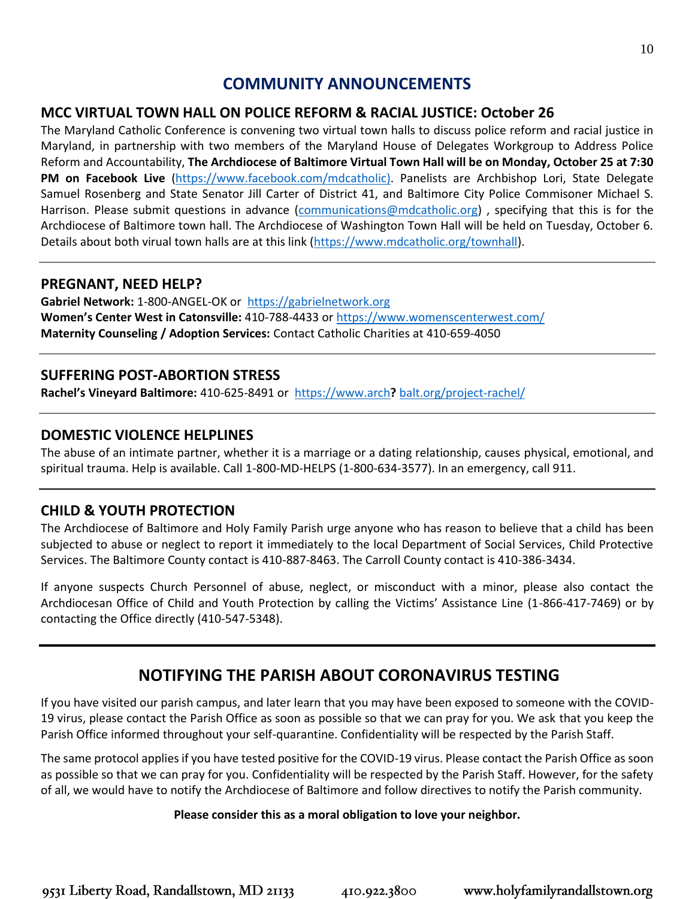# COMMUNITY ANNOUNCEMENTS

## MCC VIRTUAL TOWN HALL ON POLICE REFORM & RACIAL JUSTICE: October 26

The Maryland Catholic Conference is convening two virtual town halls to discuss police reform and racial justice in Maryland, in partnership with two members of the Maryland House of Delegates Workgroup to Address Police Reform and Accountability, **The Archdiocese of Baltimore Virtual Town Hall will be on Monday, October 25 at 7:30 PM on Facebook Live** (https://www.facebook.com/mdcatholic). Panelists are Archbishop Lori, State Delegate Samuel Rosenberg and State Senator Jill Carter of District 41, and Baltimore City Police Commisoner Michael S. Harrison. Please submit questions in advance (communications@mdcatholic.org) , specifying that this is for the Archdiocese of Baltimore town hall. The Archdiocese of Washington Town Hall will be held on Tuesday, October 6. Details about both virual town halls are at this link (https://www.mdcatholic.org/townhall).

---

## PREGNANT, NEED HELP?

**Gabriel Network:** 1-800-ANGEL-OK or https://gabrielnetwork.org
**Women's Center West in Catonsville:** 410-788-4433 or https://www.womenscenterwest.com/
**Maternity Counseling / Adoption Services:** Contact Catholic Charities at 410-659-4050

---

## SUFFERING POST-ABORTION STRESS

**Rachel's Vineyard Baltimore:** 410-625-8491 or https://www.arch**?** balt.org/project-rachel/

---

## DOMESTIC VIOLENCE HELPLINES

The abuse of an intimate partner, whether it is a marriage or a dating relationship, causes physical, emotional, and spiritual trauma. Help is available. Call 1-800-MD-HELPS (1-800-634-3577). In an emergency, call 911.

---

## CHILD & YOUTH PROTECTION

The Archdiocese of Baltimore and Holy Family Parish urge anyone who has reason to believe that a child has been subjected to abuse or neglect to report it immediately to the local Department of Social Services, Child Protective Services. The Baltimore County contact is 410-887-8463. The Carroll County contact is 410-386-3434.

If anyone suspects Church Personnel of abuse, neglect, or misconduct with a minor, please also contact the Archdiocesan Office of Child and Youth Protection by calling the Victims' Assistance Line (1-866-417-7469) or by contacting the Office directly (410-547-5348).

---

# NOTIFYING THE PARISH ABOUT CORONAVIRUS TESTING

If you have visited our parish campus, and later learn that you may have been exposed to someone with the COVID-19 virus, please contact the Parish Office as soon as possible so that we can pray for you. We ask that you keep the Parish Office informed throughout your self-quarantine. Confidentiality will be respected by the Parish Staff.

The same protocol applies if you have tested positive for the COVID-19 virus. Please contact the Parish Office as soon as possible so that we can pray for you. Confidentiality will be respected by the Parish Staff. However, for the safety of all, we would have to notify the Archdiocese of Baltimore and follow directives to notify the Parish community.

**Please consider this as a moral obligation to love your neighbor.**